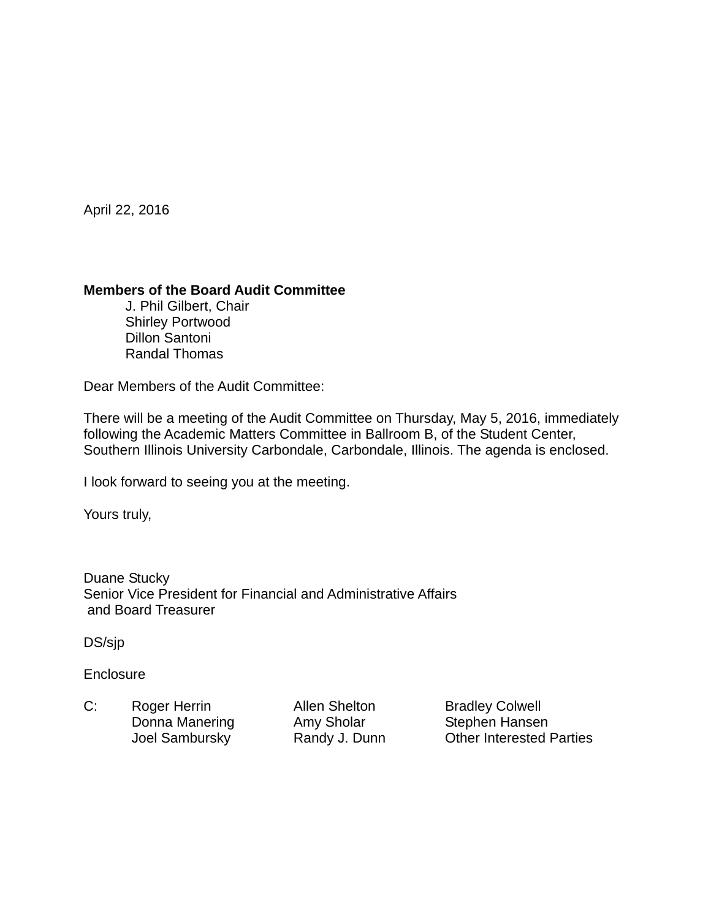April 22, 2016

**Members of the Board Audit Committee**
J. Phil Gilbert, Chair
Shirley Portwood
Dillon Santoni
Randal Thomas

Dear Members of the Audit Committee:

There will be a meeting of the Audit Committee on Thursday, May 5, 2016, immediately following the Academic Matters Committee in Ballroom B, of the Student Center, Southern Illinois University Carbondale, Carbondale, Illinois. The agenda is enclosed.

I look forward to seeing you at the meeting.

Yours truly,

Duane Stucky
Senior Vice President for Financial and Administrative Affairs
and Board Treasurer

DS/sjp

Enclosure

C: Roger Herrin, Allen Shelton, Bradley Colwell, Donna Manering, Amy Sholar, Stephen Hansen, Joel Sambursky, Randy J. Dunn, Other Interested Parties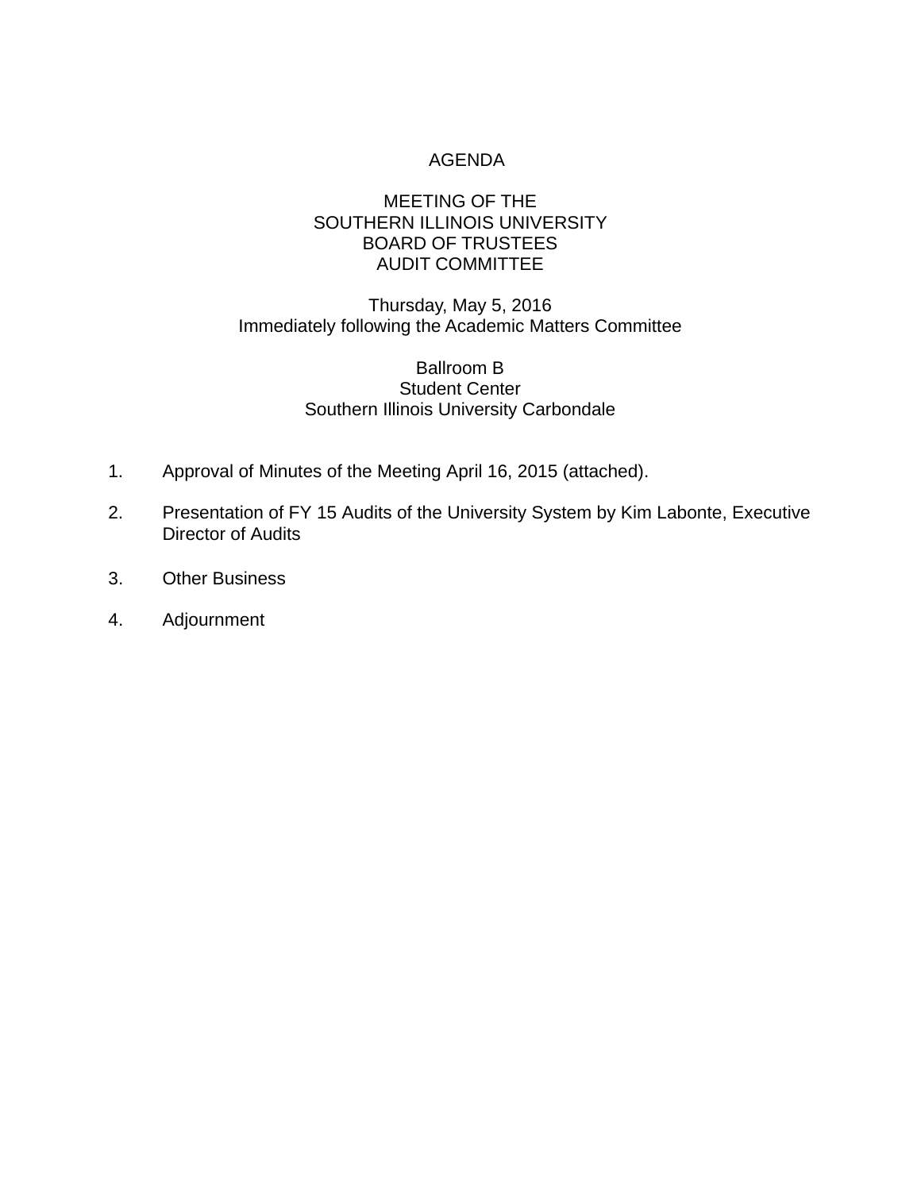# AGENDA

## MEETING OF THE
## SOUTHERN ILLINOIS UNIVERSITY
## BOARD OF TRUSTEES
## AUDIT COMMITTEE

Thursday, May 5, 2016
Immediately following the Academic Matters Committee

Ballroom B
Student Center
Southern Illinois University Carbondale

1. Approval of Minutes of the Meeting April 16, 2015 (attached).

2. Presentation of FY 15 Audits of the University System by Kim Labonte, Executive Director of Audits

3. Other Business

4. Adjournment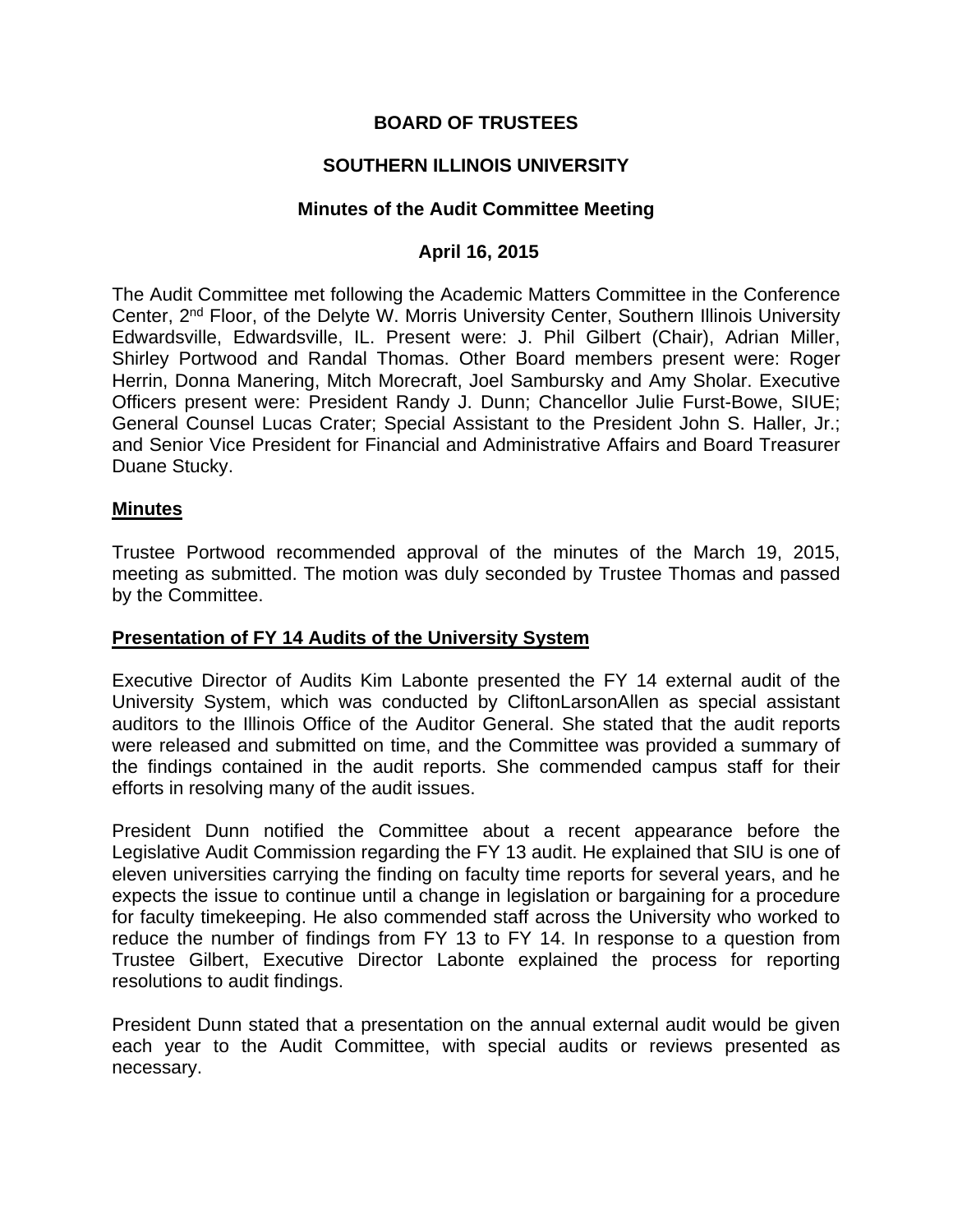**BOARD OF TRUSTEES**

**SOUTHERN ILLINOIS UNIVERSITY**

**Minutes of the Audit Committee Meeting**

**April 16, 2015**

The Audit Committee met following the Academic Matters Committee in the Conference Center, 2nd Floor, of the Delyte W. Morris University Center, Southern Illinois University Edwardsville, Edwardsville, IL. Present were: J. Phil Gilbert (Chair), Adrian Miller, Shirley Portwood and Randal Thomas. Other Board members present were: Roger Herrin, Donna Manering, Mitch Morecraft, Joel Sambursky and Amy Sholar. Executive Officers present were: President Randy J. Dunn; Chancellor Julie Furst-Bowe, SIUE; General Counsel Lucas Crater; Special Assistant to the President John S. Haller, Jr.; and Senior Vice President for Financial and Administrative Affairs and Board Treasurer Duane Stucky.

## Minutes

Trustee Portwood recommended approval of the minutes of the March 19, 2015, meeting as submitted. The motion was duly seconded by Trustee Thomas and passed by the Committee.

## Presentation of FY 14 Audits of the University System

Executive Director of Audits Kim Labonte presented the FY 14 external audit of the University System, which was conducted by CliftonLarsonAllen as special assistant auditors to the Illinois Office of the Auditor General. She stated that the audit reports were released and submitted on time, and the Committee was provided a summary of the findings contained in the audit reports. She commended campus staff for their efforts in resolving many of the audit issues.

President Dunn notified the Committee about a recent appearance before the Legislative Audit Commission regarding the FY 13 audit. He explained that SIU is one of eleven universities carrying the finding on faculty time reports for several years, and he expects the issue to continue until a change in legislation or bargaining for a procedure for faculty timekeeping. He also commended staff across the University who worked to reduce the number of findings from FY 13 to FY 14. In response to a question from Trustee Gilbert, Executive Director Labonte explained the process for reporting resolutions to audit findings.

President Dunn stated that a presentation on the annual external audit would be given each year to the Audit Committee, with special audits or reviews presented as necessary.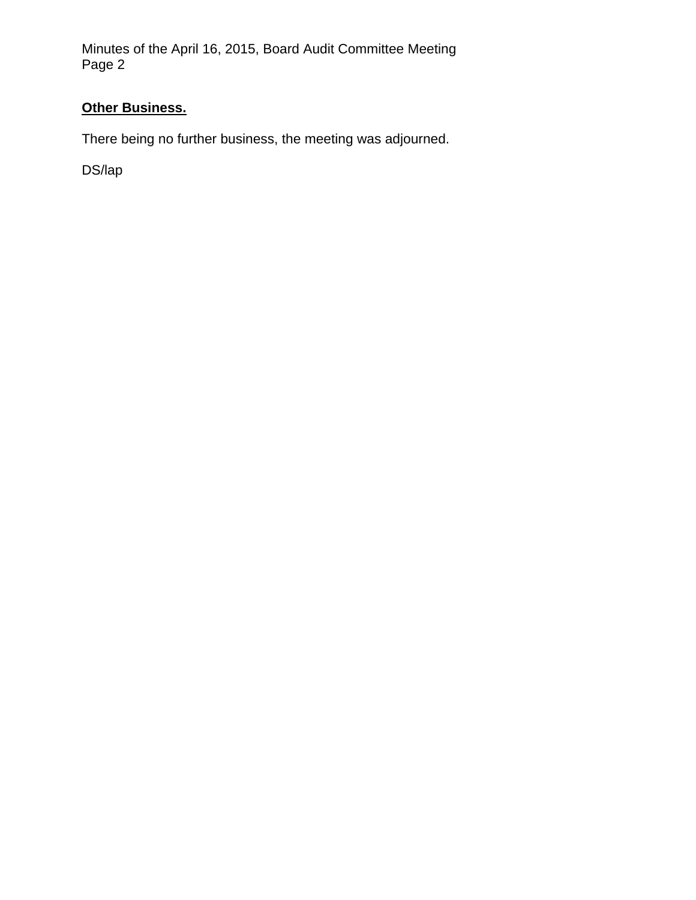**Other Business.**

There being no further business, the meeting was adjourned.

DS/lap